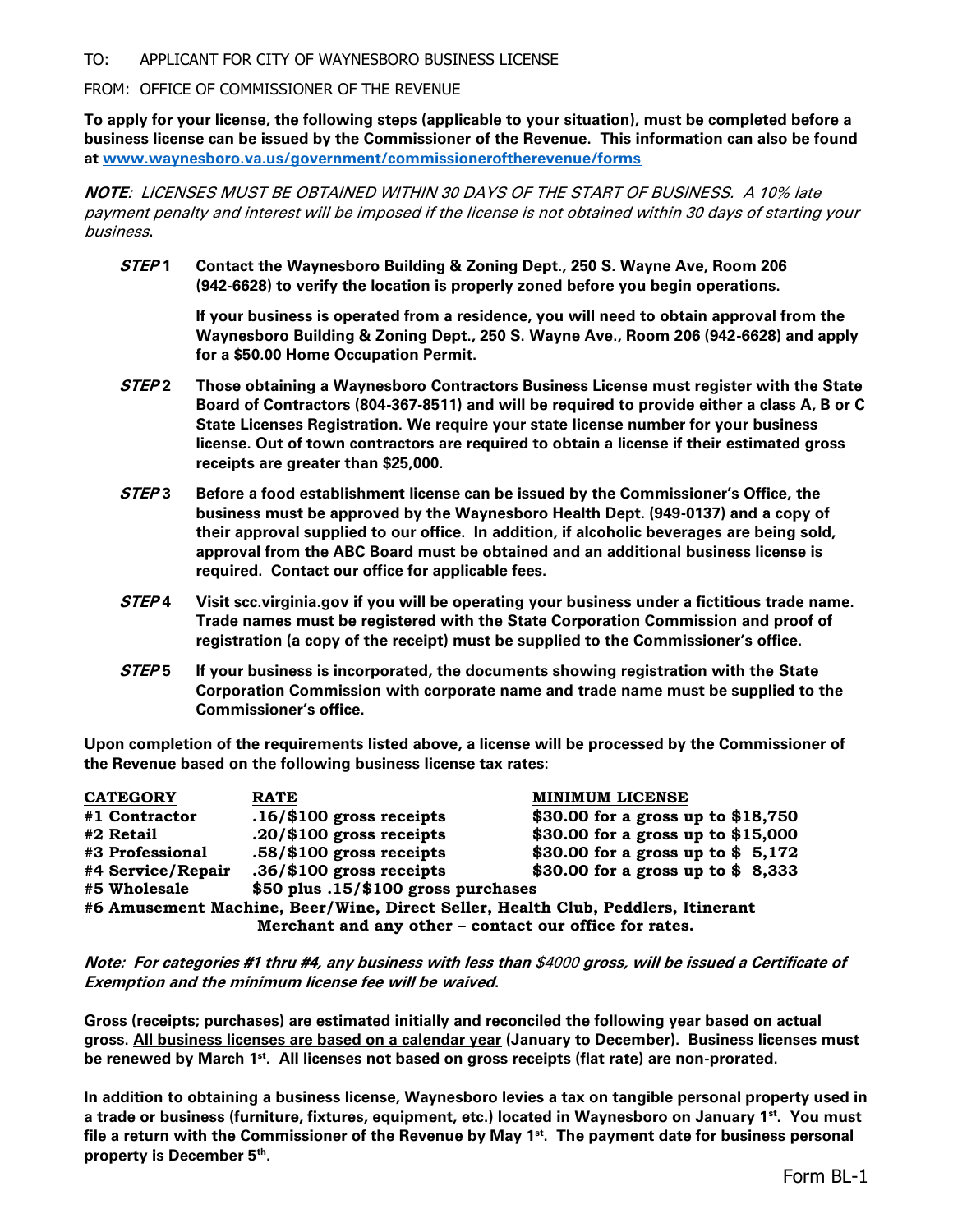TO: APPLICANT FOR CITY OF WAYNESBORO BUSINESS LICENSE

FROM: OFFICE OF COMMISSIONER OF THE REVENUE

**To apply for your license, the following steps (applicable to your situation), must be completed before a business license can be issued by the Commissioner of the Revenue. This information can also be found at [www.waynesboro.va.us/government/commissioneroftherevenue/forms](http://www.waynesboro.va.us/government/commissioneroftherevenue/forms)**

***NOTE***: *LICENSES MUST BE OBTAINED WITHIN 30 DAYS OF THE START OF BUSINESS. A 10% late payment penalty and interest will be imposed if the license is not obtained within 30 days of starting your business*.

***STEP* 1** **Contact the Waynesboro Building & Zoning Dept., 250 S. Wayne Ave, Room 206 (942-6628) to verify the location is properly zoned before you begin operations.**

**If your business is operated from a residence, you will need to obtain approval from the Waynesboro Building & Zoning Dept., 250 S. Wayne Ave., Room 206 (942-6628) and apply for a $50.00 Home Occupation Permit.**

***STEP* 2** **Those obtaining a Waynesboro Contractors Business License must register with the State Board of Contractors (804-367-8511) and will be required to provide either a class A, B or C State Licenses Registration. We require your state license number for your business license. Out of town contractors are required to obtain a license if their estimated gross receipts are greater than $25,000.**

***STEP* 3** **Before a food establishment license can be issued by the Commissioner's Office, the business must be approved by the Waynesboro Health Dept. (949-0137) and a copy of their approval supplied to our office. In addition, if alcoholic beverages are being sold, approval from the ABC Board must be obtained and an additional business license is required. Contact our office for applicable fees.**

***STEP* 4** **Visit scc.virginia.gov if you will be operating your business under a fictitious trade name. Trade names must be registered with the State Corporation Commission and proof of registration (a copy of the receipt) must be supplied to the Commissioner's office.**

***STEP* 5** **If your business is incorporated, the documents showing registration with the State Corporation Commission with corporate name and trade name must be supplied to the Commissioner's office.**

**Upon completion of the requirements listed above, a license will be processed by the Commissioner of the Revenue based on the following business license tax rates:**

| CATEGORY | RATE | MINIMUM LICENSE |
|---|---|---|
| #1 Contractor | .16/$100 gross receipts | $30.00 for a gross up to $18,750 |
| #2 Retail | .20/$100 gross receipts | $30.00 for a gross up to $15,000 |
| #3 Professional | .58/$100 gross receipts | $30.00 for a gross up to $ 5,172 |
| #4 Service/Repair | .36/$100 gross receipts | $30.00 for a gross up to $ 8,333 |
| #5 Wholesale | $50 plus .15/$100 gross purchases | |

**#6 Amusement Machine, Beer/Wine, Direct Seller, Health Club, Peddlers, Itinerant Merchant and any other – contact our office for rates.**

***Note: For categories #1 thru #4, any business with less than** $4000 **gross, will be issued a Certificate of Exemption and the minimum license fee will be waived*.**

**Gross (receipts; purchases) are estimated initially and reconciled the following year based on actual gross. <u>All business licenses are based on a calendar year</u> (January to December). Business licenses must be renewed by March 1st. All licenses not based on gross receipts (flat rate) are non-prorated.**

**In addition to obtaining a business license, Waynesboro levies a tax on tangible personal property used in a trade or business (furniture, fixtures, equipment, etc.) located in Waynesboro on January 1st. You must file a return with the Commissioner of the Revenue by May 1st. The payment date for business personal property is December 5th.**

Form BL-1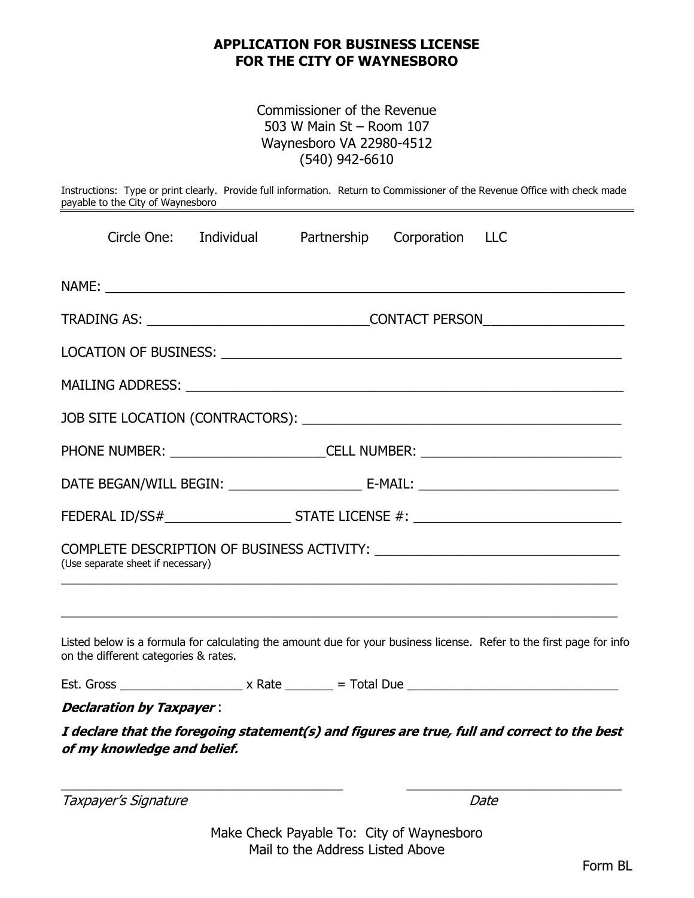# APPLICATION FOR BUSINESS LICENSE
# FOR THE CITY OF WAYNESBORO

Commissioner of the Revenue
503 W Main St – Room 107
Waynesboro VA 22980-4512
(540) 942-6610

Instructions: Type or print clearly. Provide full information. Return to Commissioner of the Revenue Office with check made payable to the City of Waynesboro

Circle One: Individual Partnership Corporation LLC

NAME: ______________________________________________________________________

TRADING AS: _____________________________CONTACT PERSON__________________

LOCATION OF BUSINESS: _____________________________________________________

MAILING ADDRESS: __________________________________________________________

JOB SITE LOCATION (CONTRACTORS): ____________________________________________

PHONE NUMBER: ____________________CELL NUMBER: ___________________________

DATE BEGAN/WILL BEGIN: _________________ E-MAIL: __________________________

FEDERAL ID/SS#________________ STATE LICENSE #: ____________________________

COMPLETE DESCRIPTION OF BUSINESS ACTIVITY: ________________________________
(Use separate sheet if necessary)

___________________________________________________________________________

___________________________________________________________________________

Listed below is a formula for calculating the amount due for your business license. Refer to the first page for info on the different categories & rates.

Est. Gross _________________ x Rate _______ = Total Due ____________________________

***Declaration by Taxpayer*** :

***I declare that the foregoing statement(s) and figures are true, full and correct to the best of my knowledge and belief.***

_____________________________________ _____________________________

*Taxpayer's Signature* *Date*

Make Check Payable To: City of Waynesboro
Mail to the Address Listed Above

Form BL